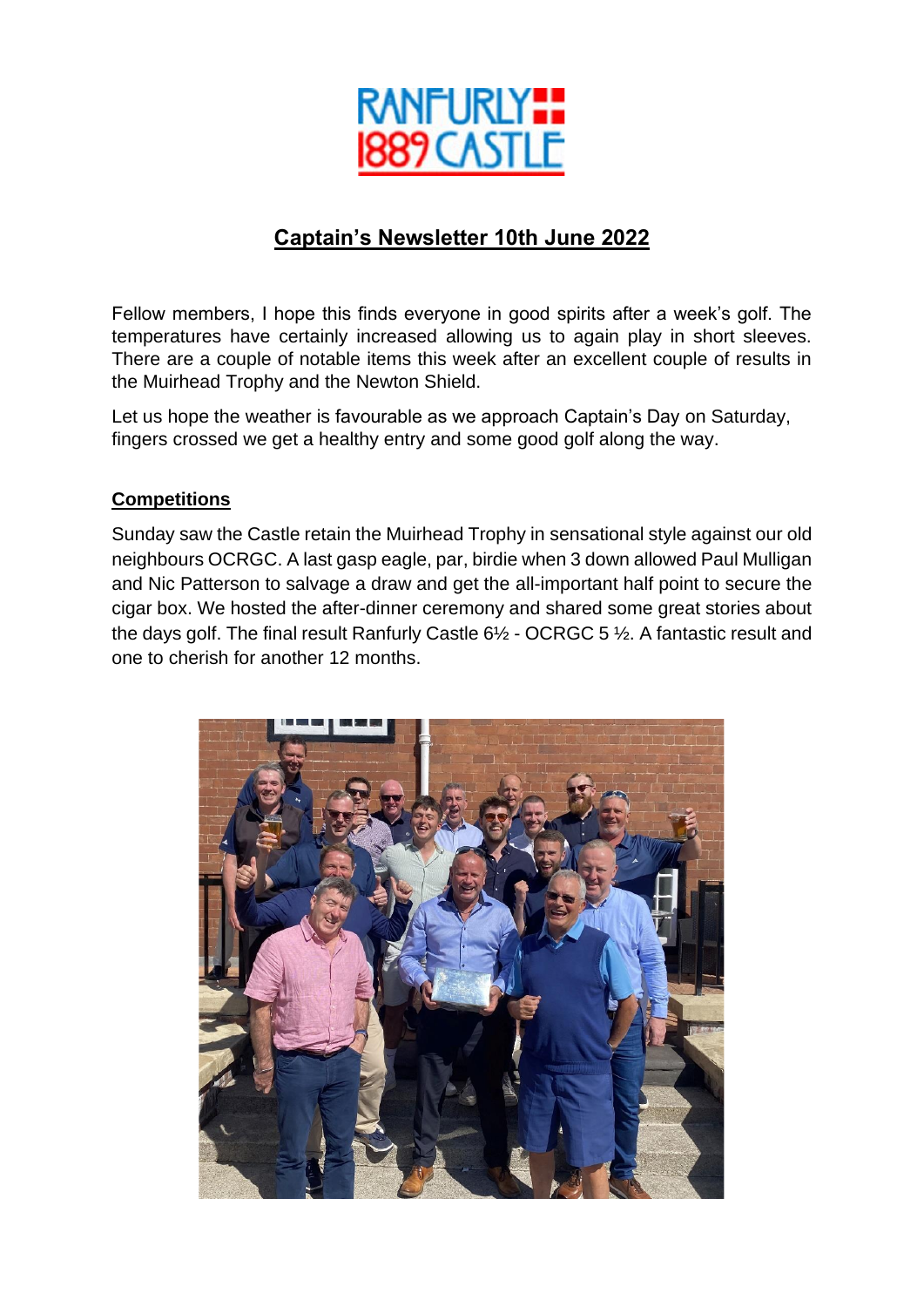# Captain's Newsletter 10th June 2022

Fellow members, I hope this finds everyone in good spirits after a week's golf. The temperatures have certainly increased allowing us to again play in short sleeves. There are a couple of notable items this week after an excellent couple of results in the Muirhead Trophy and the Newton Shield.

Let us hope the weather is favourable as we approach Captain's Day on Saturday, fingers crossed we get a healthy entry and some good golf along the way.

## Competitions

Sunday saw the Castle retain the Muirhead Trophy in sensational style against our old neighbours OCRGC. A last gasp eagle, par, birdie when 3 down allowed Paul Mulligan and Nic Patterson to salvage a draw and get the all-important half point to secure the cigar box. We hosted the after-dinner ceremony and shared some great stories about the days golf. The final result Ranfurly Castle 6½ - OCRGC 5 ½. A fantastic result and one to cherish for another 12 months.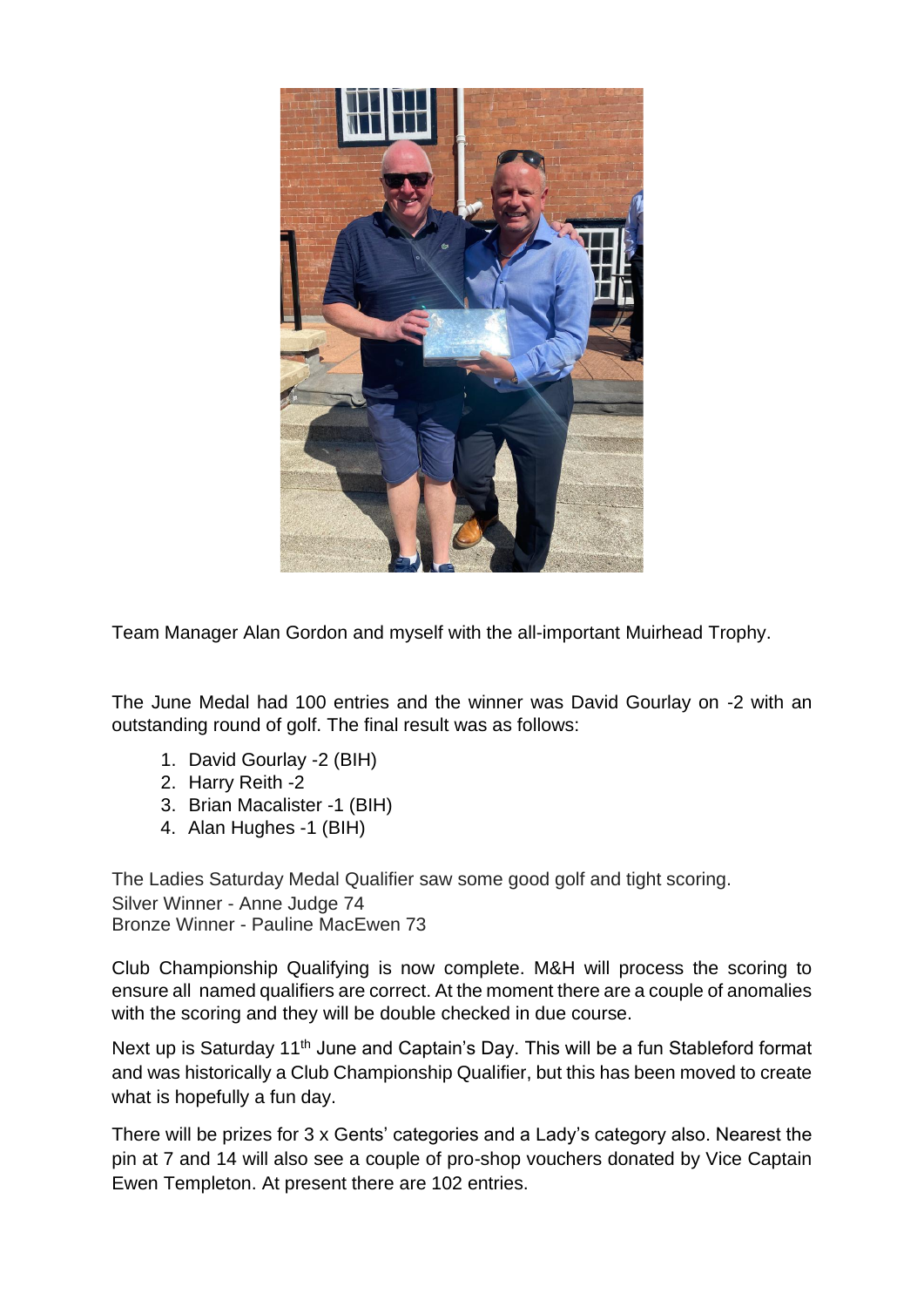Team Manager Alan Gordon and myself with the all-important Muirhead Trophy.

The June Medal had 100 entries and the winner was David Gourlay on -2 with an outstanding round of golf. The final result was as follows:

1. David Gourlay -2 (BIH)
2. Harry Reith -2
3. Brian Macalister -1 (BIH)
4. Alan Hughes -1 (BIH)

The Ladies Saturday Medal Qualifier saw some good golf and tight scoring.
Silver Winner - Anne Judge 74
Bronze Winner - Pauline MacEwen 73

Club Championship Qualifying is now complete. M&H will process the scoring to ensure all named qualifiers are correct. At the moment there are a couple of anomalies with the scoring and they will be double checked in due course.

Next up is Saturday 11th June and Captain's Day. This will be a fun Stableford format and was historically a Club Championship Qualifier, but this has been moved to create what is hopefully a fun day.

There will be prizes for 3 x Gents' categories and a Lady's category also. Nearest the pin at 7 and 14 will also see a couple of pro-shop vouchers donated by Vice Captain Ewen Templeton. At present there are 102 entries.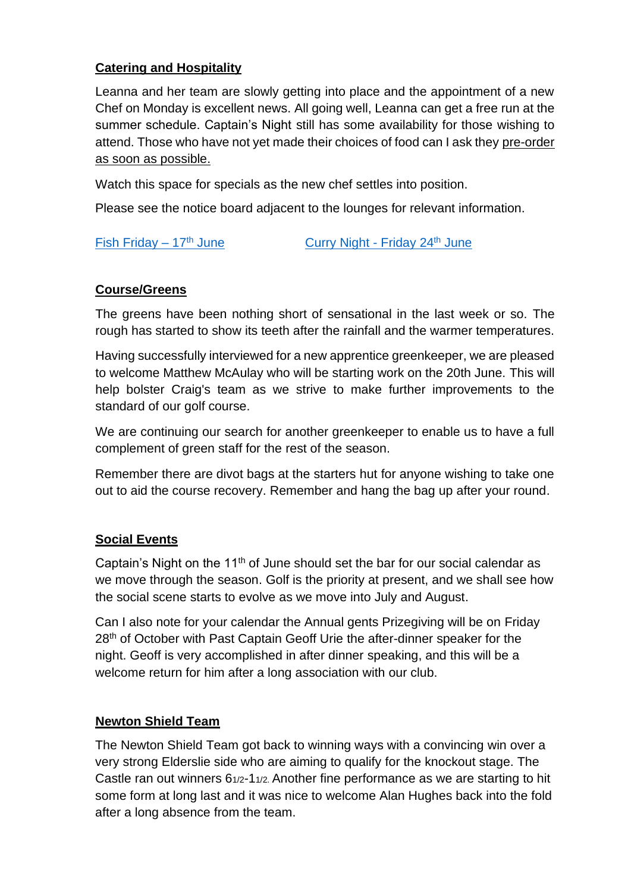## Catering and Hospitality

Leanna and her team are slowly getting into place and the appointment of a new Chef on Monday is excellent news. All going well, Leanna can get a free run at the summer schedule. Captain's Night still has some availability for those wishing to attend. Those who have not yet made their choices of food can I ask they pre-order as soon as possible.

Watch this space for specials as the new chef settles into position.

Please see the notice board adjacent to the lounges for relevant information.

Fish Friday – 17th June          Curry Night - Friday 24th June

## Course/Greens

The greens have been nothing short of sensational in the last week or so. The rough has started to show its teeth after the rainfall and the warmer temperatures.

Having successfully interviewed for a new apprentice greenkeeper, we are pleased to welcome Matthew McAulay who will be starting work on the 20th June. This will help bolster Craig's team as we strive to make further improvements to the standard of our golf course.

We are continuing our search for another greenkeeper to enable us to have a full complement of green staff for the rest of the season.

Remember there are divot bags at the starters hut for anyone wishing to take one out to aid the course recovery. Remember and hang the bag up after your round.

## Social Events

Captain's Night on the 11th of June should set the bar for our social calendar as we move through the season. Golf is the priority at present, and we shall see how the social scene starts to evolve as we move into July and August.

Can I also note for your calendar the Annual gents Prizegiving will be on Friday 28th of October with Past Captain Geoff Urie the after-dinner speaker for the night. Geoff is very accomplished in after dinner speaking, and this will be a welcome return for him after a long association with our club.

## Newton Shield Team

The Newton Shield Team got back to winning ways with a convincing win over a very strong Elderslie side who are aiming to qualify for the knockout stage. The Castle ran out winners 6½-1½. Another fine performance as we are starting to hit some form at long last and it was nice to welcome Alan Hughes back into the fold after a long absence from the team.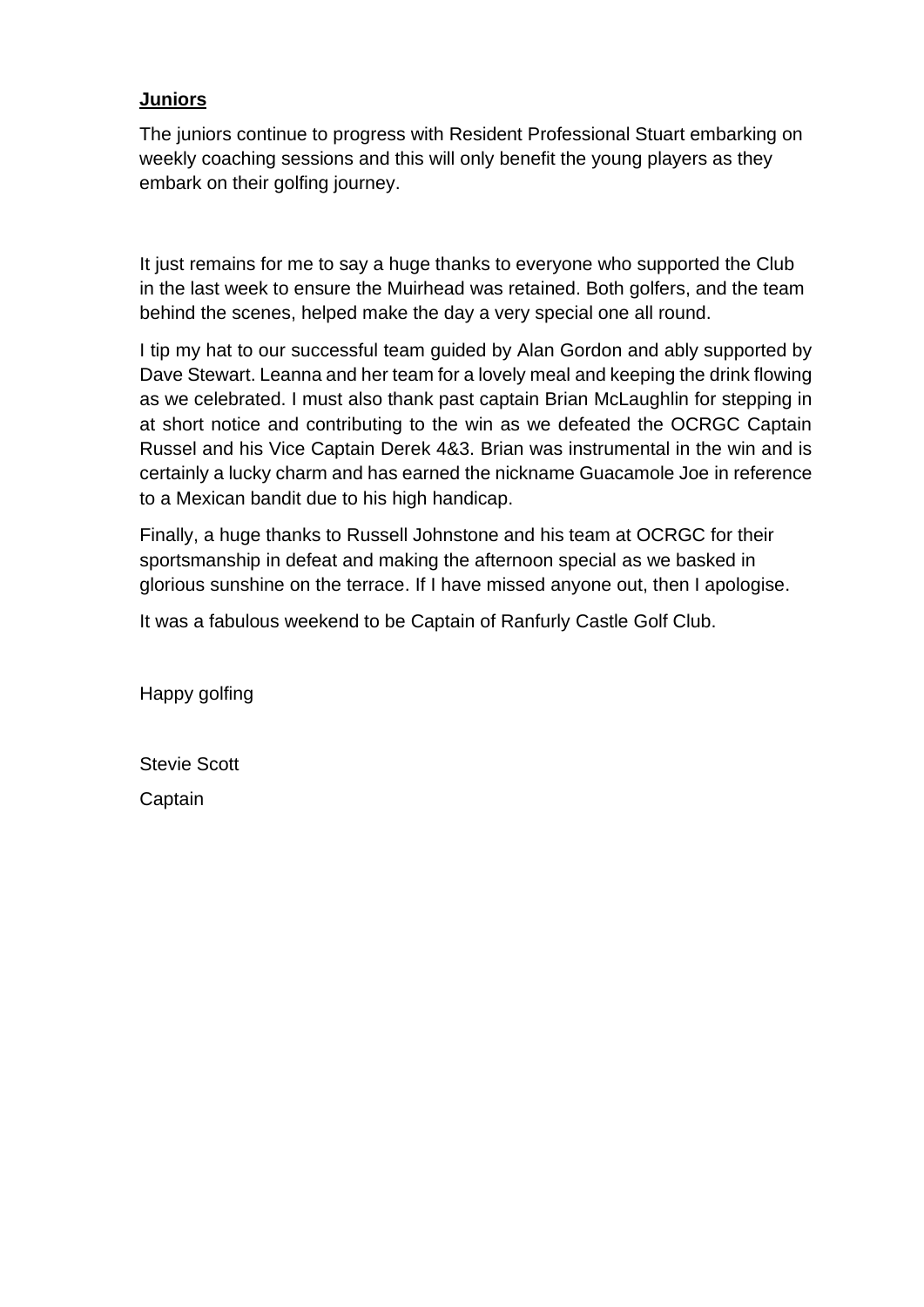**Juniors**

The juniors continue to progress with Resident Professional Stuart embarking on weekly coaching sessions and this will only benefit the young players as they embark on their golfing journey.

It just remains for me to say a huge thanks to everyone who supported the Club in the last week to ensure the Muirhead was retained. Both golfers, and the team behind the scenes, helped make the day a very special one all round.

I tip my hat to our successful team guided by Alan Gordon and ably supported by Dave Stewart. Leanna and her team for a lovely meal and keeping the drink flowing as we celebrated. I must also thank past captain Brian McLaughlin for stepping in at short notice and contributing to the win as we defeated the OCRGC Captain Russel and his Vice Captain Derek 4&3. Brian was instrumental in the win and is certainly a lucky charm and has earned the nickname Guacamole Joe in reference to a Mexican bandit due to his high handicap.

Finally, a huge thanks to Russell Johnstone and his team at OCRGC for their sportsmanship in defeat and making the afternoon special as we basked in glorious sunshine on the terrace. If I have missed anyone out, then I apologise.

It was a fabulous weekend to be Captain of Ranfurly Castle Golf Club.

Happy golfing

Stevie Scott

Captain